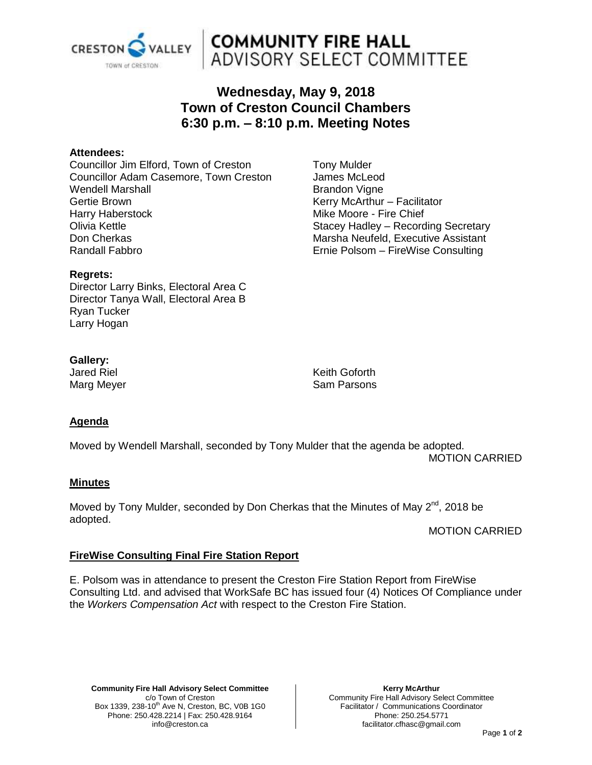# COMMUNITY FIRE HALL ADVISORY SELECT COMMITTEE

## Wednesday, May 9, 2018
## Town of Creston Council Chambers
## 6:30 p.m. – 8:10 p.m. Meeting Notes

**Attendees:**

Councillor Jim Elford, Town of Creston
Councillor Adam Casemore, Town Creston
Wendell Marshall
Gertie Brown
Harry Haberstock
Olivia Kettle
Don Cherkas
Randall Fabbro
Tony Mulder
James McLeod
Brandon Vigne
Kerry McArthur – Facilitator
Mike Moore - Fire Chief
Stacey Hadley – Recording Secretary
Marsha Neufeld, Executive Assistant
Ernie Polsom – FireWise Consulting

**Regrets:**

Director Larry Binks, Electoral Area C
Director Tanya Wall, Electoral Area B
Ryan Tucker
Larry Hogan

**Gallery:**

Jared Riel
Marg Meyer
Keith Goforth
Sam Parsons

**Agenda**

Moved by Wendell Marshall, seconded by Tony Mulder that the agenda be adopted.

MOTION CARRIED

**Minutes**

Moved by Tony Mulder, seconded by Don Cherkas that the Minutes of May 2nd, 2018 be adopted.

MOTION CARRIED

**FireWise Consulting Final Fire Station Report**

E. Polsom was in attendance to present the Creston Fire Station Report from FireWise Consulting Ltd. and advised that WorkSafe BC has issued four (4) Notices Of Compliance under the *Workers Compensation Act* with respect to the Creston Fire Station.

**Community Fire Hall Advisory Select Committee**
c/o Town of Creston
Box 1339, 238-10th Ave N, Creston, BC, V0B 1G0
Phone: 250.428.2214 | Fax: 250.428.9164
info@creston.ca

**Kerry McArthur**
Community Fire Hall Advisory Select Committee
Facilitator / Communications Coordinator
Phone: 250.254.5771
facilitator.cfhasc@gmail.com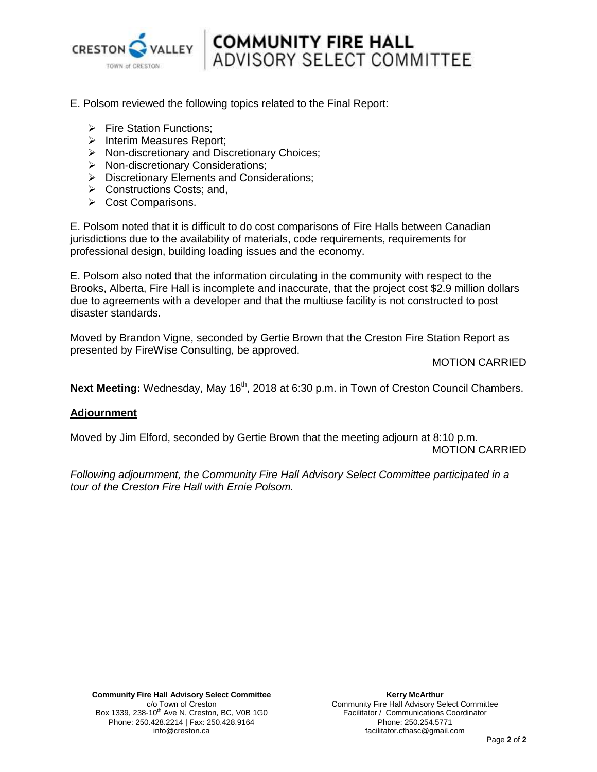E. Polsom reviewed the following topics related to the Final Report:

- Fire Station Functions;
- Interim Measures Report;
- Non-discretionary and Discretionary Choices;
- Non-discretionary Considerations;
- Discretionary Elements and Considerations;
- Constructions Costs; and,
- Cost Comparisons.

E. Polsom noted that it is difficult to do cost comparisons of Fire Halls between Canadian jurisdictions due to the availability of materials, code requirements, requirements for professional design, building loading issues and the economy.

E. Polsom also noted that the information circulating in the community with respect to the Brooks, Alberta, Fire Hall is incomplete and inaccurate, that the project cost $2.9 million dollars due to agreements with a developer and that the multiuse facility is not constructed to post disaster standards.

Moved by Brandon Vigne, seconded by Gertie Brown that the Creston Fire Station Report as presented by FireWise Consulting, be approved.

MOTION CARRIED

**Next Meeting:** Wednesday, May 16th, 2018 at 6:30 p.m. in Town of Creston Council Chambers.

**Adjournment**

Moved by Jim Elford, seconded by Gertie Brown that the meeting adjourn at 8:10 p.m.

MOTION CARRIED

*Following adjournment, the Community Fire Hall Advisory Select Committee participated in a tour of the Creston Fire Hall with Ernie Polsom.*